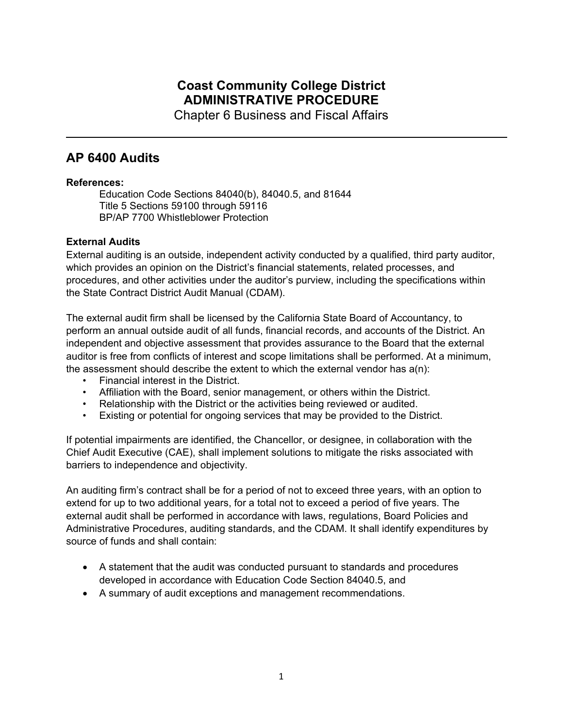# Coast Community College District
## ADMINISTRATIVE PROCEDURE
Chapter 6 Business and Fiscal Affairs

---

## AP 6400 Audits

**References:**

Education Code Sections 84040(b), 84040.5, and 81644
Title 5 Sections 59100 through 59116
BP/AP 7700 Whistleblower Protection

**External Audits**

External auditing is an outside, independent activity conducted by a qualified, third party auditor, which provides an opinion on the District's financial statements, related processes, and procedures, and other activities under the auditor's purview, including the specifications within the State Contract District Audit Manual (CDAM).

The external audit firm shall be licensed by the California State Board of Accountancy, to perform an annual outside audit of all funds, financial records, and accounts of the District. An independent and objective assessment that provides assurance to the Board that the external auditor is free from conflicts of interest and scope limitations shall be performed. At a minimum, the assessment should describe the extent to which the external vendor has a(n):

- Financial interest in the District.
- Affiliation with the Board, senior management, or others within the District.
- Relationship with the District or the activities being reviewed or audited.
- Existing or potential for ongoing services that may be provided to the District.

If potential impairments are identified, the Chancellor, or designee, in collaboration with the Chief Audit Executive (CAE), shall implement solutions to mitigate the risks associated with barriers to independence and objectivity.

An auditing firm's contract shall be for a period of not to exceed three years, with an option to extend for up to two additional years, for a total not to exceed a period of five years. The external audit shall be performed in accordance with laws, regulations, Board Policies and Administrative Procedures, auditing standards, and the CDAM. It shall identify expenditures by source of funds and shall contain:

- A statement that the audit was conducted pursuant to standards and procedures developed in accordance with Education Code Section 84040.5, and
- A summary of audit exceptions and management recommendations.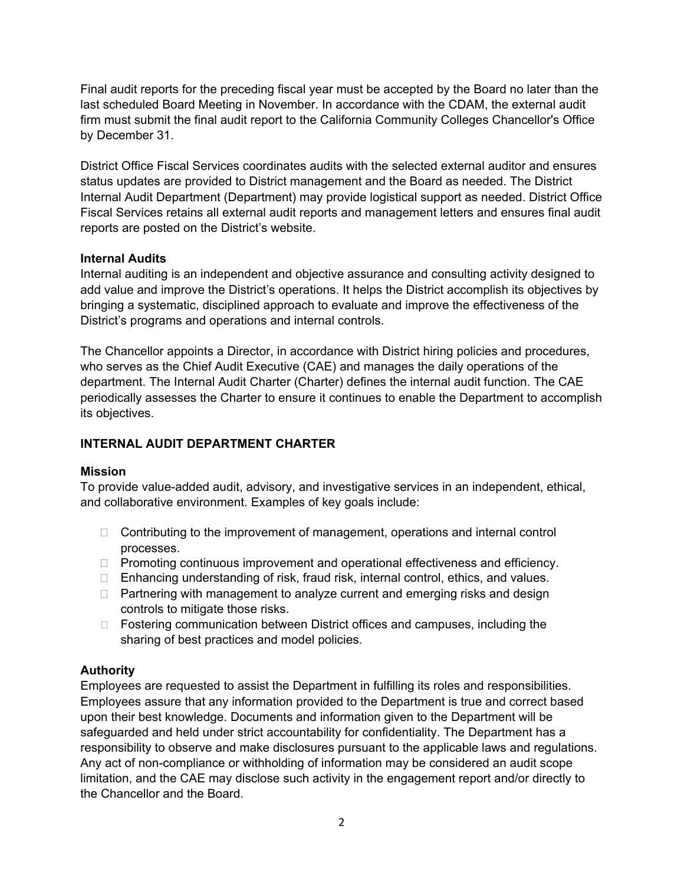Final audit reports for the preceding fiscal year must be accepted by the Board no later than the last scheduled Board Meeting in November. In accordance with the CDAM, the external audit firm must submit the final audit report to the California Community Colleges Chancellor's Office by December 31.

District Office Fiscal Services coordinates audits with the selected external auditor and ensures status updates are provided to District management and the Board as needed. The District Internal Audit Department (Department) may provide logistical support as needed. District Office Fiscal Services retains all external audit reports and management letters and ensures final audit reports are posted on the District's website.

**Internal Audits**

Internal auditing is an independent and objective assurance and consulting activity designed to add value and improve the District's operations. It helps the District accomplish its objectives by bringing a systematic, disciplined approach to evaluate and improve the effectiveness of the District's programs and operations and internal controls.

The Chancellor appoints a Director, in accordance with District hiring policies and procedures, who serves as the Chief Audit Executive (CAE) and manages the daily operations of the department. The Internal Audit Charter (Charter) defines the internal audit function. The CAE periodically assesses the Charter to ensure it continues to enable the Department to accomplish its objectives.

## INTERNAL AUDIT DEPARTMENT CHARTER

**Mission**

To provide value-added audit, advisory, and investigative services in an independent, ethical, and collaborative environment. Examples of key goals include:

- Contributing to the improvement of management, operations and internal control processes.
- Promoting continuous improvement and operational effectiveness and efficiency.
- Enhancing understanding of risk, fraud risk, internal control, ethics, and values.
- Partnering with management to analyze current and emerging risks and design controls to mitigate those risks.
- Fostering communication between District offices and campuses, including the sharing of best practices and model policies.

**Authority**

Employees are requested to assist the Department in fulfilling its roles and responsibilities. Employees assure that any information provided to the Department is true and correct based upon their best knowledge. Documents and information given to the Department will be safeguarded and held under strict accountability for confidentiality. The Department has a responsibility to observe and make disclosures pursuant to the applicable laws and regulations. Any act of non-compliance or withholding of information may be considered an audit scope limitation, and the CAE may disclose such activity in the engagement report and/or directly to the Chancellor and the Board.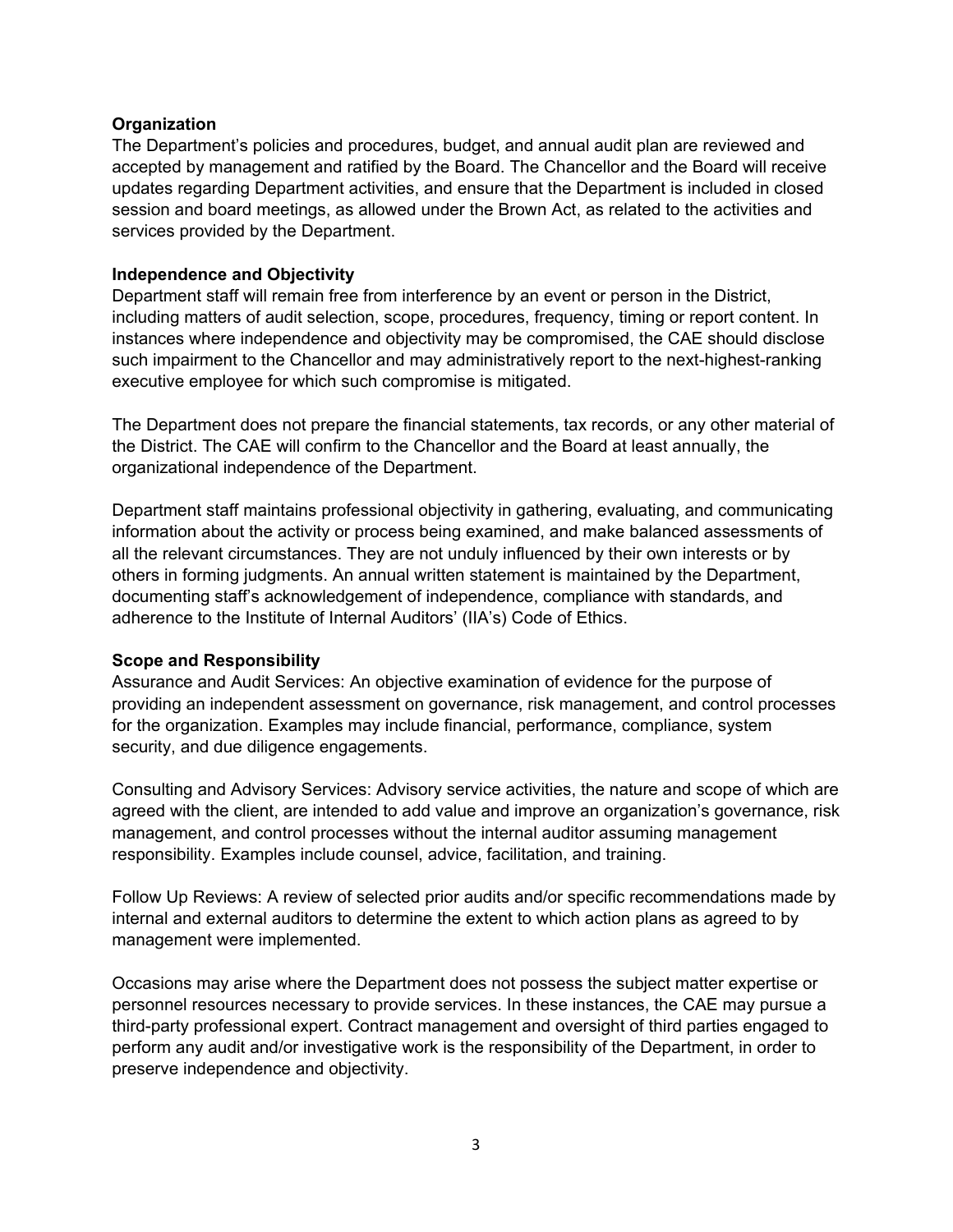**Organization**

The Department's policies and procedures, budget, and annual audit plan are reviewed and accepted by management and ratified by the Board. The Chancellor and the Board will receive updates regarding Department activities, and ensure that the Department is included in closed session and board meetings, as allowed under the Brown Act, as related to the activities and services provided by the Department.

**Independence and Objectivity**

Department staff will remain free from interference by an event or person in the District, including matters of audit selection, scope, procedures, frequency, timing or report content. In instances where independence and objectivity may be compromised, the CAE should disclose such impairment to the Chancellor and may administratively report to the next-highest-ranking executive employee for which such compromise is mitigated.

The Department does not prepare the financial statements, tax records, or any other material of the District. The CAE will confirm to the Chancellor and the Board at least annually, the organizational independence of the Department.

Department staff maintains professional objectivity in gathering, evaluating, and communicating information about the activity or process being examined, and make balanced assessments of all the relevant circumstances. They are not unduly influenced by their own interests or by others in forming judgments. An annual written statement is maintained by the Department, documenting staff's acknowledgement of independence, compliance with standards, and adherence to the Institute of Internal Auditors' (IIA's) Code of Ethics.

**Scope and Responsibility**

Assurance and Audit Services: An objective examination of evidence for the purpose of providing an independent assessment on governance, risk management, and control processes for the organization. Examples may include financial, performance, compliance, system security, and due diligence engagements.

Consulting and Advisory Services: Advisory service activities, the nature and scope of which are agreed with the client, are intended to add value and improve an organization's governance, risk management, and control processes without the internal auditor assuming management responsibility. Examples include counsel, advice, facilitation, and training.

Follow Up Reviews: A review of selected prior audits and/or specific recommendations made by internal and external auditors to determine the extent to which action plans as agreed to by management were implemented.

Occasions may arise where the Department does not possess the subject matter expertise or personnel resources necessary to provide services. In these instances, the CAE may pursue a third-party professional expert. Contract management and oversight of third parties engaged to perform any audit and/or investigative work is the responsibility of the Department, in order to preserve independence and objectivity.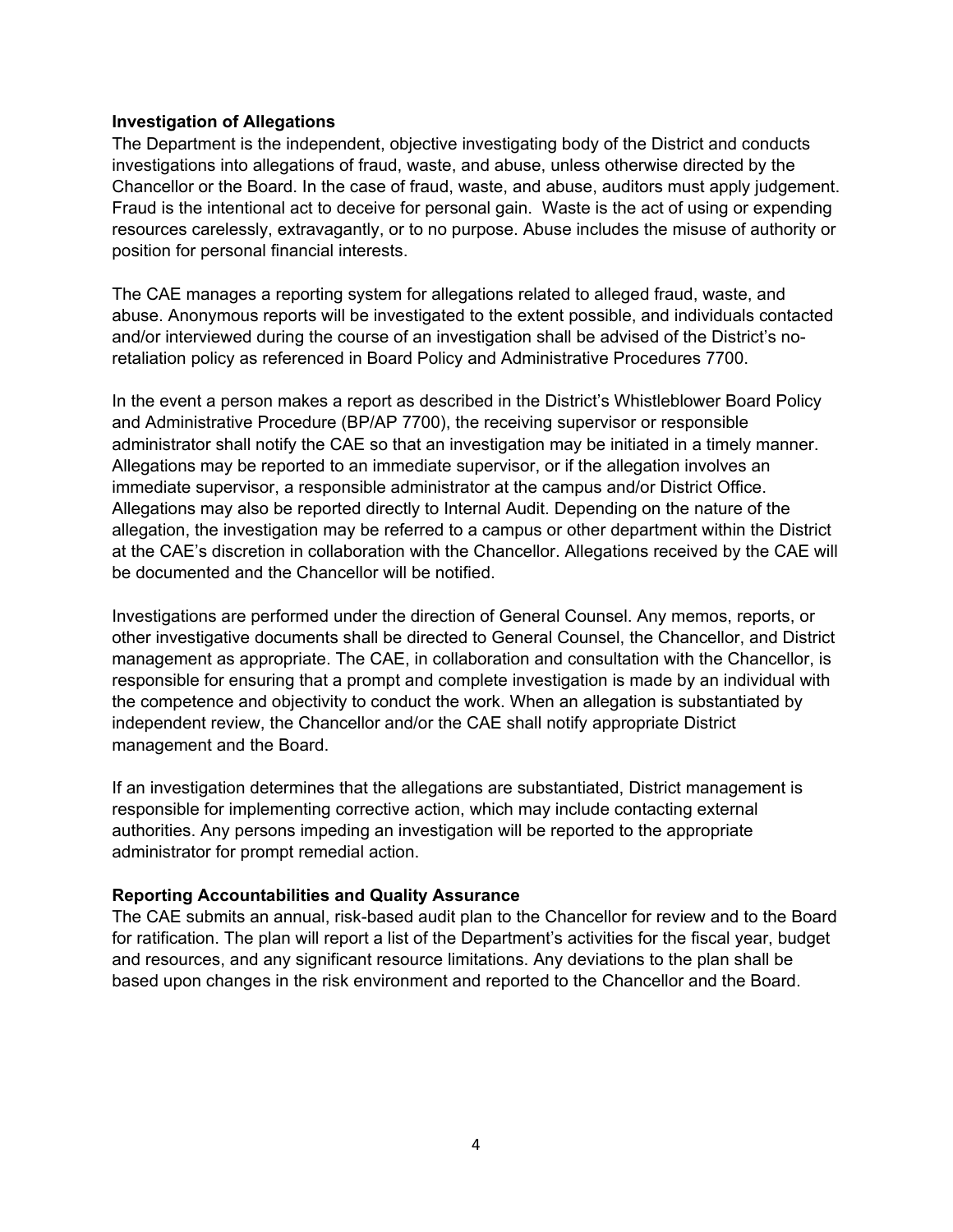**Investigation of Allegations**

The Department is the independent, objective investigating body of the District and conducts investigations into allegations of fraud, waste, and abuse, unless otherwise directed by the Chancellor or the Board. In the case of fraud, waste, and abuse, auditors must apply judgement. Fraud is the intentional act to deceive for personal gain. Waste is the act of using or expending resources carelessly, extravagantly, or to no purpose. Abuse includes the misuse of authority or position for personal financial interests.

The CAE manages a reporting system for allegations related to alleged fraud, waste, and abuse. Anonymous reports will be investigated to the extent possible, and individuals contacted and/or interviewed during the course of an investigation shall be advised of the District's no-retaliation policy as referenced in Board Policy and Administrative Procedures 7700.

In the event a person makes a report as described in the District's Whistleblower Board Policy and Administrative Procedure (BP/AP 7700), the receiving supervisor or responsible administrator shall notify the CAE so that an investigation may be initiated in a timely manner. Allegations may be reported to an immediate supervisor, or if the allegation involves an immediate supervisor, a responsible administrator at the campus and/or District Office. Allegations may also be reported directly to Internal Audit. Depending on the nature of the allegation, the investigation may be referred to a campus or other department within the District at the CAE's discretion in collaboration with the Chancellor. Allegations received by the CAE will be documented and the Chancellor will be notified.

Investigations are performed under the direction of General Counsel. Any memos, reports, or other investigative documents shall be directed to General Counsel, the Chancellor, and District management as appropriate. The CAE, in collaboration and consultation with the Chancellor, is responsible for ensuring that a prompt and complete investigation is made by an individual with the competence and objectivity to conduct the work. When an allegation is substantiated by independent review, the Chancellor and/or the CAE shall notify appropriate District management and the Board.

If an investigation determines that the allegations are substantiated, District management is responsible for implementing corrective action, which may include contacting external authorities. Any persons impeding an investigation will be reported to the appropriate administrator for prompt remedial action.

**Reporting Accountabilities and Quality Assurance**

The CAE submits an annual, risk-based audit plan to the Chancellor for review and to the Board for ratification. The plan will report a list of the Department's activities for the fiscal year, budget and resources, and any significant resource limitations. Any deviations to the plan shall be based upon changes in the risk environment and reported to the Chancellor and the Board.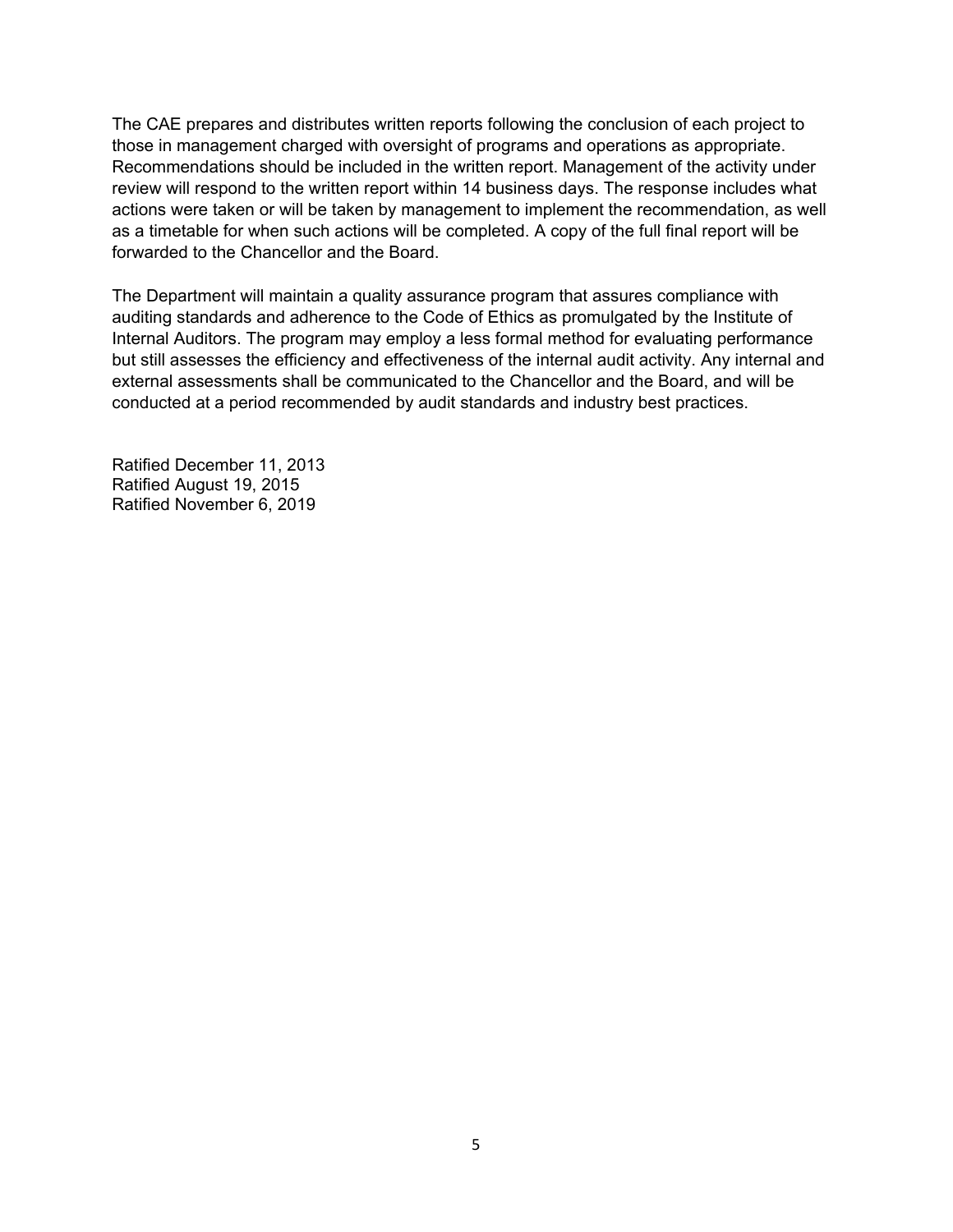The CAE prepares and distributes written reports following the conclusion of each project to those in management charged with oversight of programs and operations as appropriate. Recommendations should be included in the written report. Management of the activity under review will respond to the written report within 14 business days. The response includes what actions were taken or will be taken by management to implement the recommendation, as well as a timetable for when such actions will be completed. A copy of the full final report will be forwarded to the Chancellor and the Board.

The Department will maintain a quality assurance program that assures compliance with auditing standards and adherence to the Code of Ethics as promulgated by the Institute of Internal Auditors. The program may employ a less formal method for evaluating performance but still assesses the efficiency and effectiveness of the internal audit activity. Any internal and external assessments shall be communicated to the Chancellor and the Board, and will be conducted at a period recommended by audit standards and industry best practices.

Ratified December 11, 2013
Ratified August 19, 2015
Ratified November 6, 2019